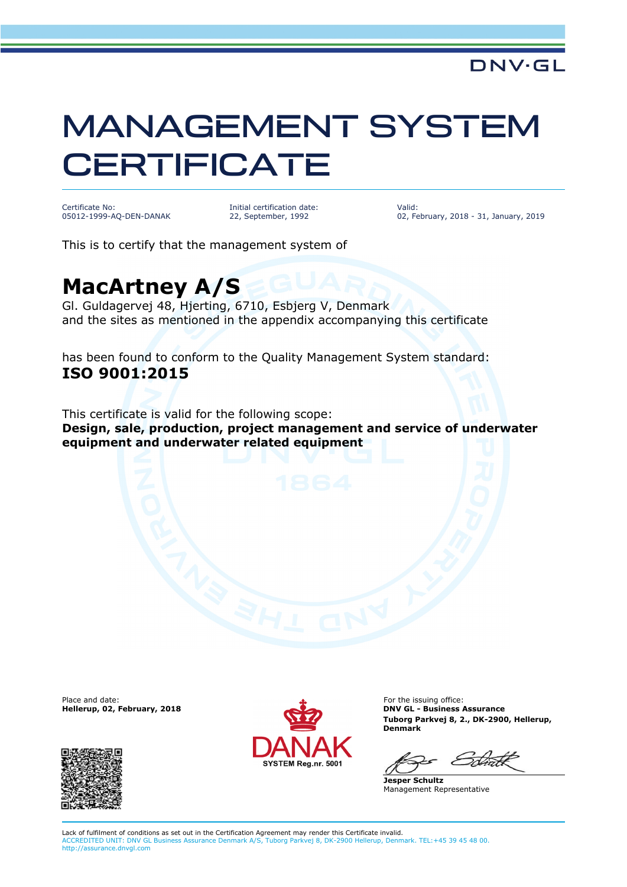DNV·GL

# MANAGEMENT SYSTEM CERTIFICATE

| Certificate No: | Initial certification date: | Valid: |
| --- | --- | --- |
| 05012-1999-AQ-DEN-DANAK | 22, September, 1992 | 02, February, 2018 - 31, January, 2019 |

This is to certify that the management system of

## MacArtney A/S

Gl. Guldagervej 48, Hjerting, 6710, Esbjerg V, Denmark
and the sites as mentioned in the appendix accompanying this certificate

has been found to conform to the Quality Management System standard:
**ISO 9001:2015**

This certificate is valid for the following scope:
**Design, sale, production, project management and service of underwater equipment and underwater related equipment**

Place and date:
**Hellerup, 02, February, 2018**

DANAK
SYSTEM Reg.nr. 5001

For the issuing office:
**DNV GL - Business Assurance**
**Tuborg Parkvej 8, 2., DK-2900, Hellerup, Denmark**

**Jesper Schultz**
Management Representative

Lack of fulfilment of conditions as set out in the Certification Agreement may render this Certificate invalid.
ACCREDITED UNIT: DNV GL Business Assurance Denmark A/S, Tuborg Parkvej 8, DK-2900 Hellerup, Denmark. TEL:+45 39 45 48 00. http://assurance.dnvgl.com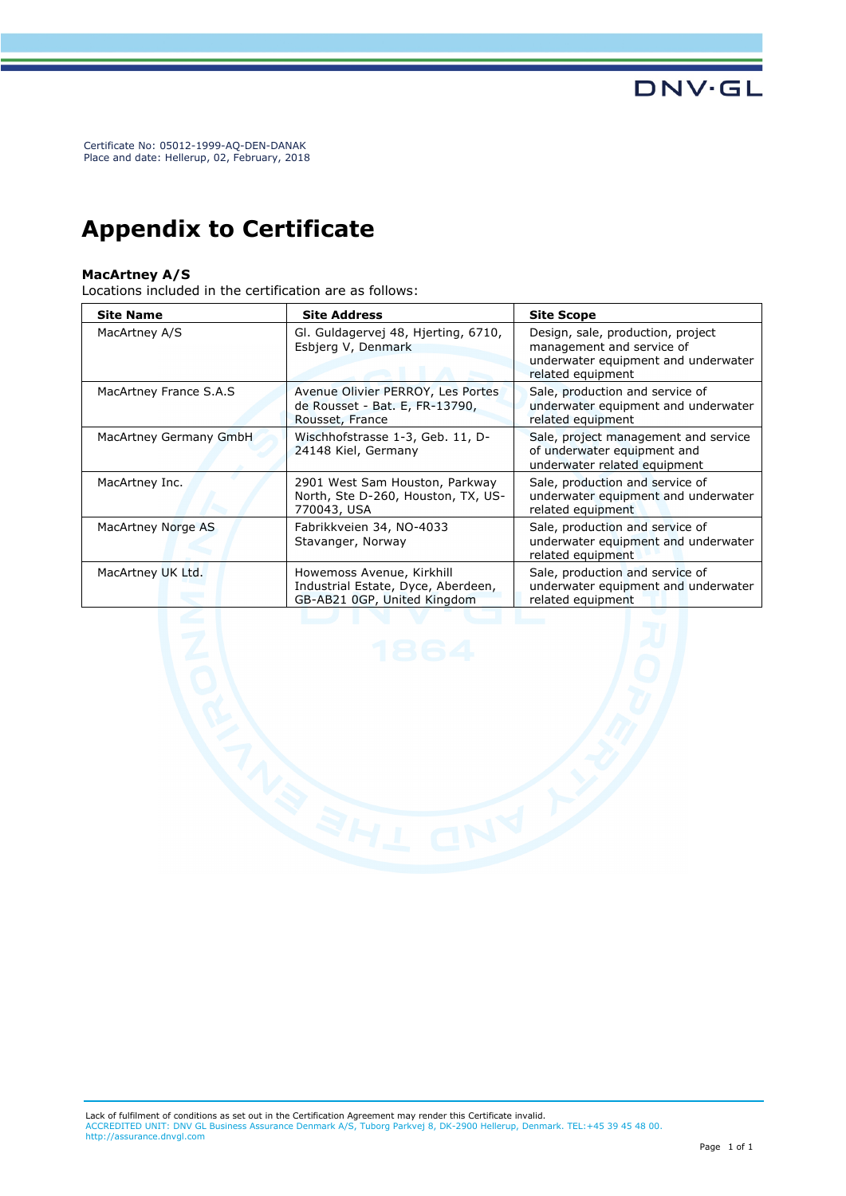Certificate No: 05012-1999-AQ-DEN-DANAK
Place and date: Hellerup, 02, February, 2018

# Appendix to Certificate

**MacArtney A/S**
Locations included in the certification are as follows:

| Site Name | Site Address | Site Scope |
|---|---|---|
| MacArtney A/S | Gl. Guldagervej 48, Hjerting, 6710, Esbjerg V, Denmark | Design, sale, production, project management and service of underwater equipment and underwater related equipment |
| MacArtney France S.A.S | Avenue Olivier PERROY, Les Portes de Rousset - Bat. E, FR-13790, Rousset, France | Sale, production and service of underwater equipment and underwater related equipment |
| MacArtney Germany GmbH | Wischhofstrasse 1-3, Geb. 11, D-24148 Kiel, Germany | Sale, project management and service of underwater equipment and underwater related equipment |
| MacArtney Inc. | 2901 West Sam Houston, Parkway North, Ste D-260, Houston, TX, US-770043, USA | Sale, production and service of underwater equipment and underwater related equipment |
| MacArtney Norge AS | Fabrikkveien 34, NO-4033 Stavanger, Norway | Sale, production and service of underwater equipment and underwater related equipment |
| MacArtney UK Ltd. | Howemoss Avenue, Kirkhill Industrial Estate, Dyce, Aberdeen, GB-AB21 0GP, United Kingdom | Sale, production and service of underwater equipment and underwater related equipment |

Lack of fulfilment of conditions as set out in the Certification Agreement may render this Certificate invalid.
ACCREDITED UNIT: DNV GL Business Assurance Denmark A/S, Tuborg Parkvej 8, DK-2900 Hellerup, Denmark. TEL:+45 39 45 48 00. http://assurance.dnvgl.com